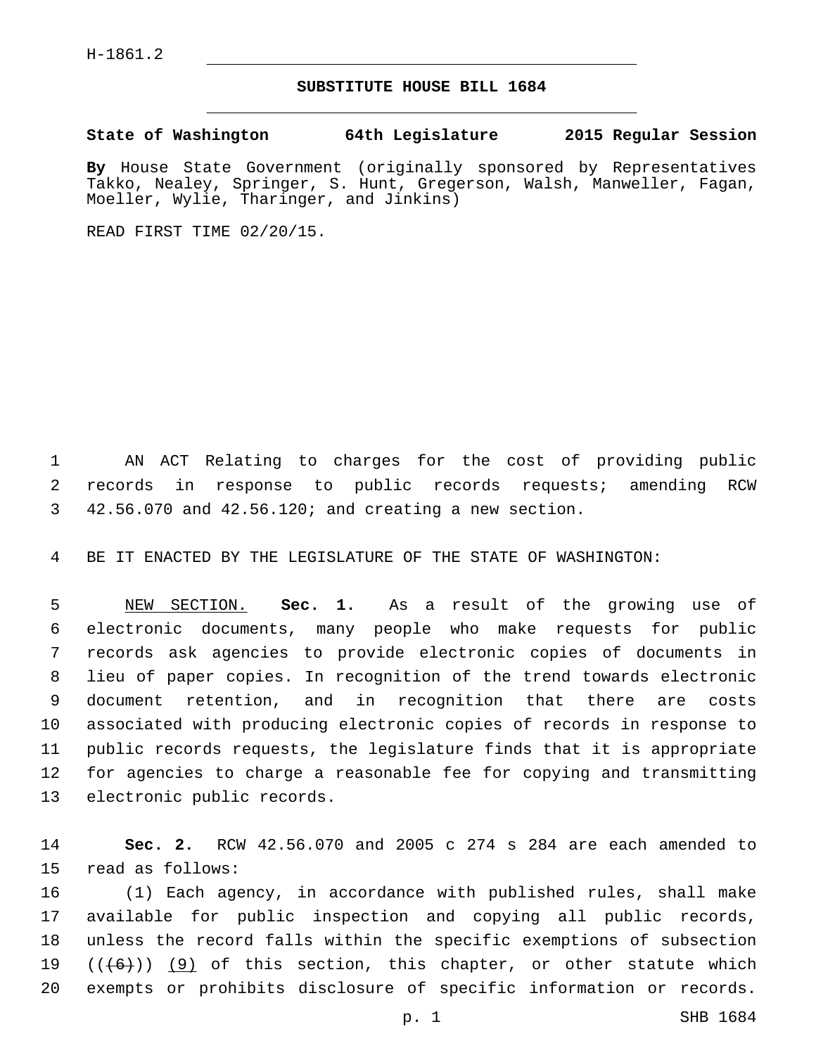H-1861.2

## SUBSTITUTE HOUSE BILL 1684

**State of Washington 64th Legislature 2015 Regular Session**

**By** House State Government (originally sponsored by Representatives Takko, Nealey, Springer, S. Hunt, Gregerson, Walsh, Manweller, Fagan, Moeller, Wylie, Tharinger, and Jinkins)

READ FIRST TIME 02/20/15.

1 AN ACT Relating to charges for the cost of providing public 2 records in response to public records requests; amending RCW 3 42.56.070 and 42.56.120; and creating a new section.

4 BE IT ENACTED BY THE LEGISLATURE OF THE STATE OF WASHINGTON:

5 NEW SECTION. **Sec. 1.** As a result of the growing use of 6 electronic documents, many people who make requests for public 7 records ask agencies to provide electronic copies of documents in 8 lieu of paper copies. In recognition of the trend towards electronic 9 document retention, and in recognition that there are costs 10 associated with producing electronic copies of records in response to 11 public records requests, the legislature finds that it is appropriate 12 for agencies to charge a reasonable fee for copying and transmitting 13 electronic public records.

14 **Sec. 2.** RCW 42.56.070 and 2005 c 274 s 284 are each amended to 15 read as follows:

16 (1) Each agency, in accordance with published rules, shall make 17 available for public inspection and copying all public records, 18 unless the record falls within the specific exemptions of subsection 19 ((~~(6)~~)) (9) of this section, this chapter, or other statute which 20 exempts or prohibits disclosure of specific information or records.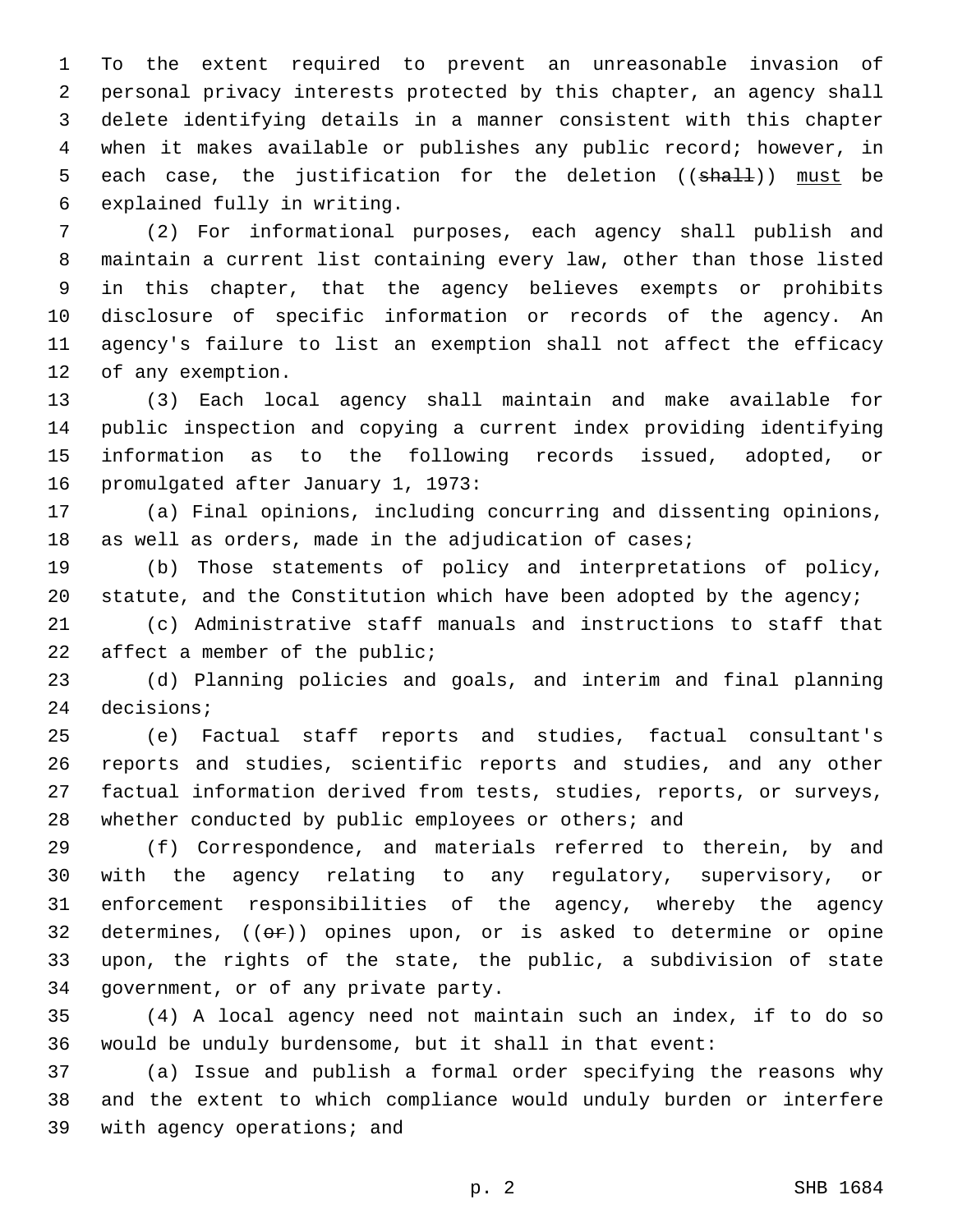To the extent required to prevent an unreasonable invasion of personal privacy interests protected by this chapter, an agency shall delete identifying details in a manner consistent with this chapter when it makes available or publishes any public record; however, in each case, the justification for the deletion ((~~shall~~)) <u>must</u> be explained fully in writing.

(2) For informational purposes, each agency shall publish and maintain a current list containing every law, other than those listed in this chapter, that the agency believes exempts or prohibits disclosure of specific information or records of the agency. An agency's failure to list an exemption shall not affect the efficacy of any exemption.

(3) Each local agency shall maintain and make available for public inspection and copying a current index providing identifying information as to the following records issued, adopted, or promulgated after January 1, 1973:

(a) Final opinions, including concurring and dissenting opinions, as well as orders, made in the adjudication of cases;

(b) Those statements of policy and interpretations of policy, statute, and the Constitution which have been adopted by the agency;

(c) Administrative staff manuals and instructions to staff that affect a member of the public;

(d) Planning policies and goals, and interim and final planning decisions;

(e) Factual staff reports and studies, factual consultant's reports and studies, scientific reports and studies, and any other factual information derived from tests, studies, reports, or surveys, whether conducted by public employees or others; and

(f) Correspondence, and materials referred to therein, by and with the agency relating to any regulatory, supervisory, or enforcement responsibilities of the agency, whereby the agency determines, ((~~or~~)) opines upon, or is asked to determine or opine upon, the rights of the state, the public, a subdivision of state government, or of any private party.

(4) A local agency need not maintain such an index, if to do so would be unduly burdensome, but it shall in that event:

(a) Issue and publish a formal order specifying the reasons why and the extent to which compliance would unduly burden or interfere with agency operations; and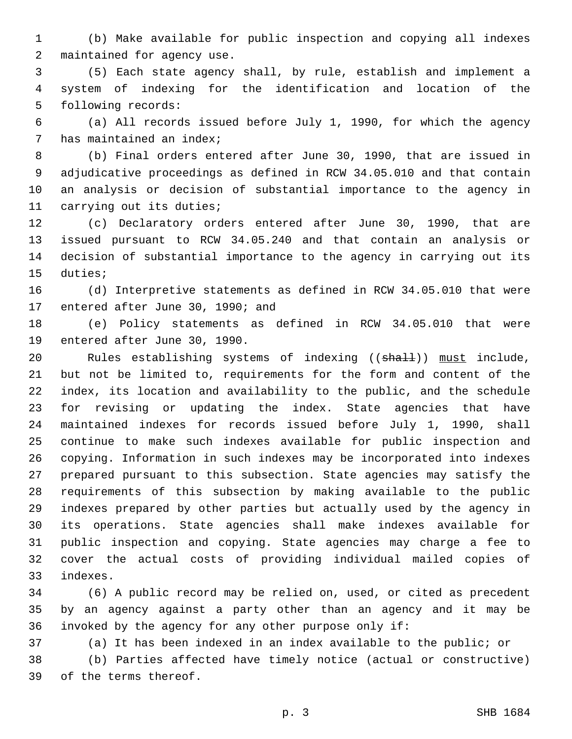(b) Make available for public inspection and copying all indexes maintained for agency use.

(5) Each state agency shall, by rule, establish and implement a system of indexing for the identification and location of the following records:

(a) All records issued before July 1, 1990, for which the agency has maintained an index;

(b) Final orders entered after June 30, 1990, that are issued in adjudicative proceedings as defined in RCW 34.05.010 and that contain an analysis or decision of substantial importance to the agency in carrying out its duties;

(c) Declaratory orders entered after June 30, 1990, that are issued pursuant to RCW 34.05.240 and that contain an analysis or decision of substantial importance to the agency in carrying out its duties;

(d) Interpretive statements as defined in RCW 34.05.010 that were entered after June 30, 1990; and

(e) Policy statements as defined in RCW 34.05.010 that were entered after June 30, 1990.

Rules establishing systems of indexing ((~~shall~~)) <u>must</u> include, but not be limited to, requirements for the form and content of the index, its location and availability to the public, and the schedule for revising or updating the index. State agencies that have maintained indexes for records issued before July 1, 1990, shall continue to make such indexes available for public inspection and copying. Information in such indexes may be incorporated into indexes prepared pursuant to this subsection. State agencies may satisfy the requirements of this subsection by making available to the public indexes prepared by other parties but actually used by the agency in its operations. State agencies shall make indexes available for public inspection and copying. State agencies may charge a fee to cover the actual costs of providing individual mailed copies of indexes.

(6) A public record may be relied on, used, or cited as precedent by an agency against a party other than an agency and it may be invoked by the agency for any other purpose only if:

(a) It has been indexed in an index available to the public; or

(b) Parties affected have timely notice (actual or constructive) of the terms thereof.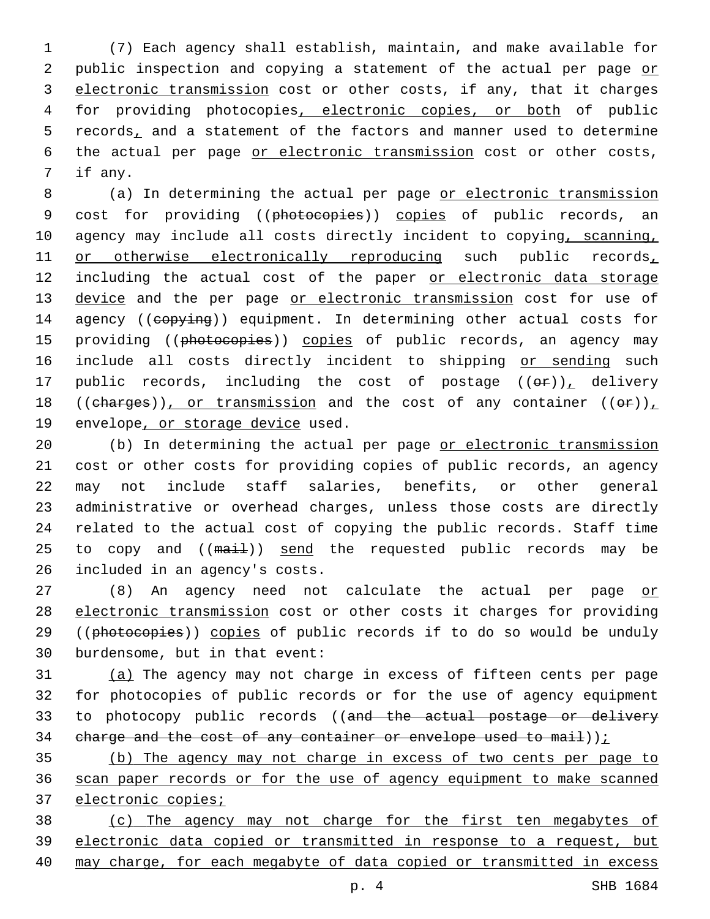(7) Each agency shall establish, maintain, and make available for public inspection and copying a statement of the actual per page or electronic transmission cost or other costs, if any, that it charges for providing photocopies, electronic copies, or both of public records, and a statement of the factors and manner used to determine the actual per page or electronic transmission cost or other costs, if any.

(a) In determining the actual per page or electronic transmission cost for providing ((photocopies)) copies of public records, an agency may include all costs directly incident to copying, scanning, or otherwise electronically reproducing such public records, including the actual cost of the paper or electronic data storage device and the per page or electronic transmission cost for use of agency ((copying)) equipment. In determining other actual costs for providing ((photocopies)) copies of public records, an agency may include all costs directly incident to shipping or sending such public records, including the cost of postage ((or)), delivery ((charges)), or transmission and the cost of any container ((or)), envelope, or storage device used.

(b) In determining the actual per page or electronic transmission cost or other costs for providing copies of public records, an agency may not include staff salaries, benefits, or other general administrative or overhead charges, unless those costs are directly related to the actual cost of copying the public records. Staff time to copy and ((mail)) send the requested public records may be included in an agency's costs.

(8) An agency need not calculate the actual per page or electronic transmission cost or other costs it charges for providing ((photocopies)) copies of public records if to do so would be unduly burdensome, but in that event:

(a) The agency may not charge in excess of fifteen cents per page for photocopies of public records or for the use of agency equipment to photocopy public records ((and the actual postage or delivery charge and the cost of any container or envelope used to mail));

(b) The agency may not charge in excess of two cents per page to scan paper records or for the use of agency equipment to make scanned electronic copies;

(c) The agency may not charge for the first ten megabytes of electronic data copied or transmitted in response to a request, but may charge, for each megabyte of data copied or transmitted in excess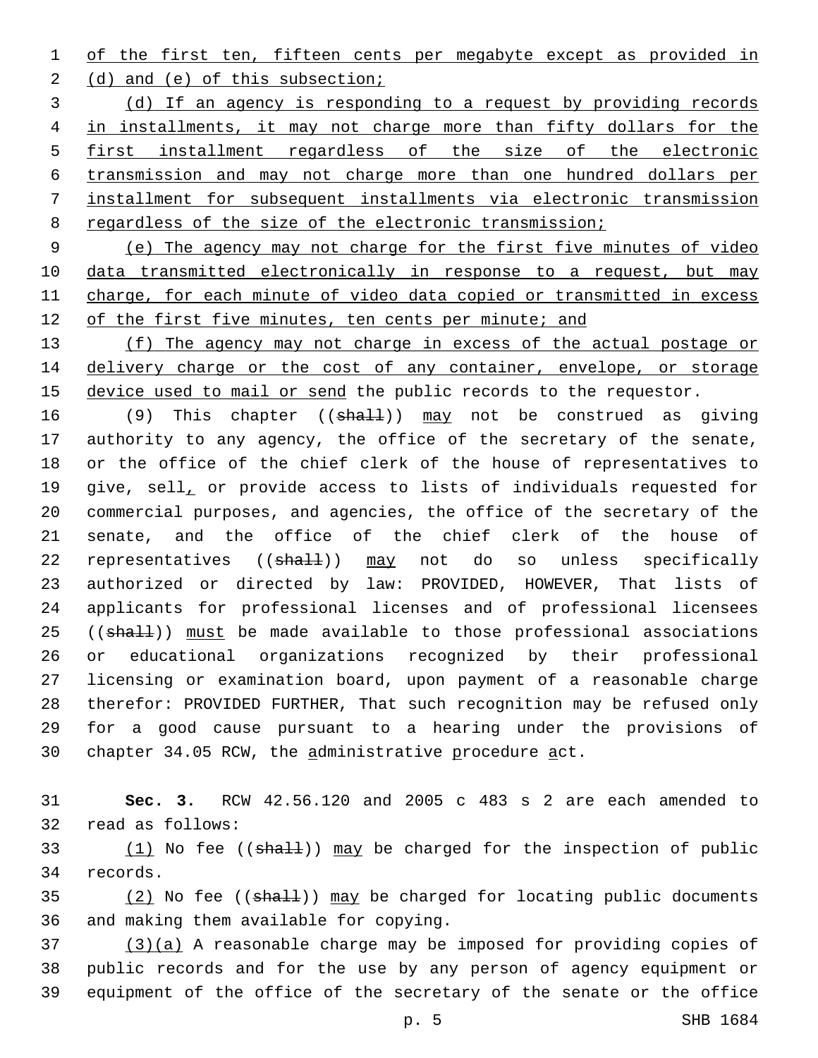of the first ten, fifteen cents per megabyte except as provided in (d) and (e) of this subsection;

(d) If an agency is responding to a request by providing records in installments, it may not charge more than fifty dollars for the first installment regardless of the size of the electronic transmission and may not charge more than one hundred dollars per installment for subsequent installments via electronic transmission regardless of the size of the electronic transmission;

(e) The agency may not charge for the first five minutes of video data transmitted electronically in response to a request, but may charge, for each minute of video data copied or transmitted in excess of the first five minutes, ten cents per minute; and

(f) The agency may not charge in excess of the actual postage or delivery charge or the cost of any container, envelope, or storage device used to mail or send the public records to the requestor.

(9) This chapter ((~~shall~~)) may not be construed as giving authority to any agency, the office of the secretary of the senate, or the office of the chief clerk of the house of representatives to give, sell, or provide access to lists of individuals requested for commercial purposes, and agencies, the office of the secretary of the senate, and the office of the chief clerk of the house of representatives ((~~shall~~)) may not do so unless specifically authorized or directed by law: PROVIDED, HOWEVER, That lists of applicants for professional licenses and of professional licensees ((~~shall~~)) must be made available to those professional associations or educational organizations recognized by their professional licensing or examination board, upon payment of a reasonable charge therefor: PROVIDED FURTHER, That such recognition may be refused only for a good cause pursuant to a hearing under the provisions of chapter 34.05 RCW, the administrative procedure act.

**Sec. 3.** RCW 42.56.120 and 2005 c 483 s 2 are each amended to read as follows:

(1) No fee ((~~shall~~)) may be charged for the inspection of public records.

(2) No fee ((~~shall~~)) may be charged for locating public documents and making them available for copying.

(3)(a) A reasonable charge may be imposed for providing copies of public records and for the use by any person of agency equipment or equipment of the office of the secretary of the senate or the office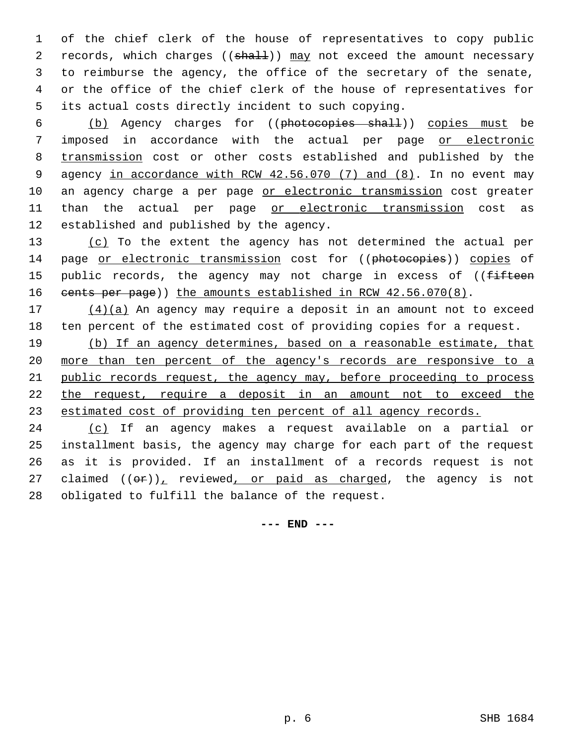of the chief clerk of the house of representatives to copy public records, which charges ((~~shall~~)) <u>may</u> not exceed the amount necessary to reimburse the agency, the office of the secretary of the senate, or the office of the chief clerk of the house of representatives for its actual costs directly incident to such copying.

<u>(b)</u> Agency charges for ((~~photocopies shall~~)) <u>copies must</u> be imposed in accordance with the actual per page <u>or electronic transmission</u> cost or other costs established and published by the agency <u>in accordance with RCW 42.56.070 (7) and (8)</u>. In no event may an agency charge a per page <u>or electronic transmission</u> cost greater than the actual per page <u>or electronic transmission</u> cost as established and published by the agency.

<u>(c)</u> To the extent the agency has not determined the actual per page <u>or electronic transmission</u> cost for ((~~photocopies~~)) <u>copies</u> of public records, the agency may not charge in excess of ((~~fifteen cents per page~~)) <u>the amounts established in RCW 42.56.070(8)</u>.

<u>(4)(a)</u> An agency may require a deposit in an amount not to exceed ten percent of the estimated cost of providing copies for a request.

<u>(b) If an agency determines, based on a reasonable estimate, that more than ten percent of the agency's records are responsive to a public records request, the agency may, before proceeding to process the request, require a deposit in an amount not to exceed the estimated cost of providing ten percent of all agency records.</u>

<u>(c)</u> If an agency makes a request available on a partial or installment basis, the agency may charge for each part of the request as it is provided. If an installment of a records request is not claimed ((~~or~~))<u>,</u> reviewed<u>, or paid as charged</u>, the agency is not obligated to fulfill the balance of the request.

**--- END ---**